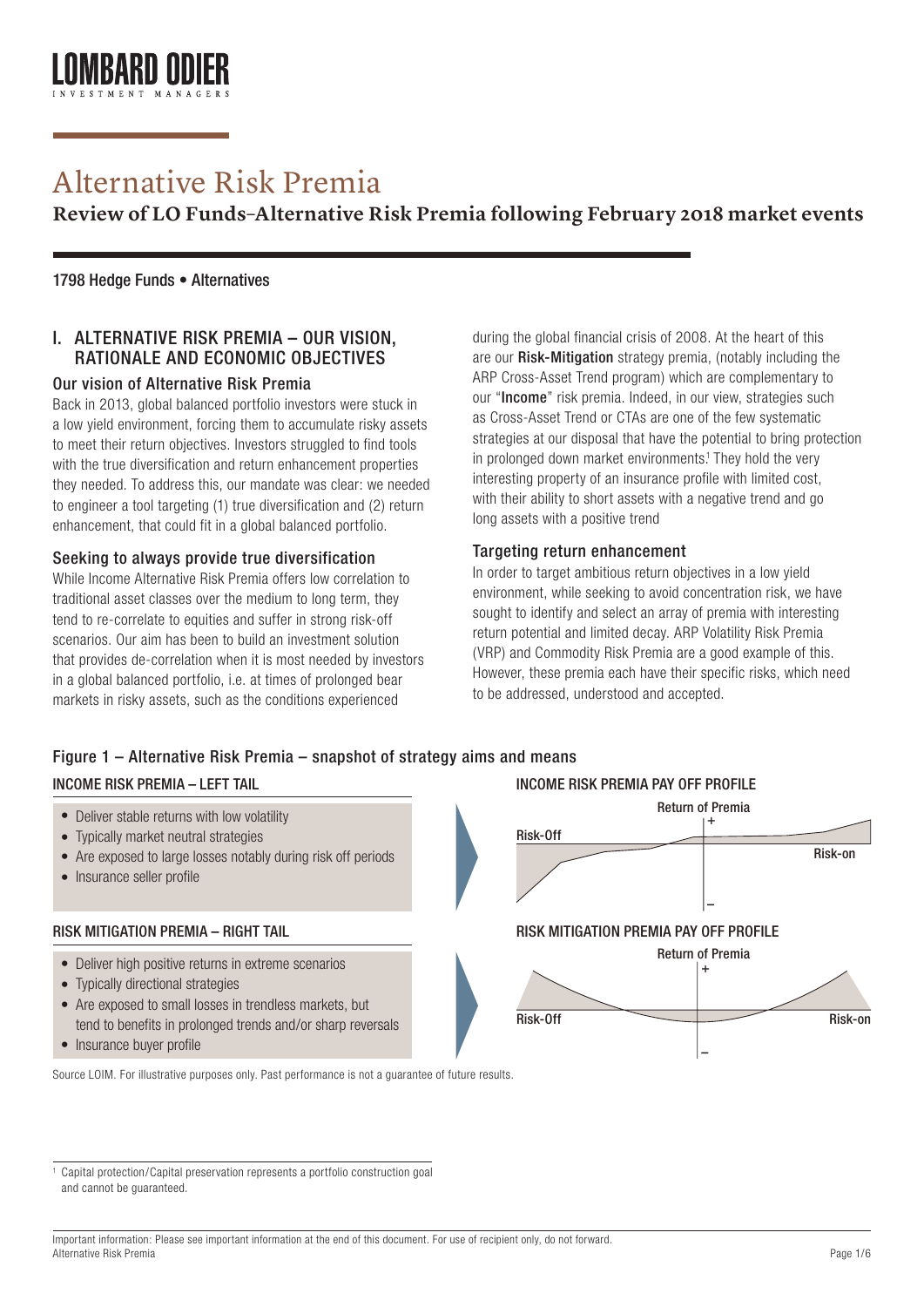# Alternative Risk Premia

## Review of LO Funds–Alternative Risk Premia following February 2018 market events

1798 Hedge Funds • Alternatives

## I. ALTERNATIVE RISK PREMIA – OUR VISION, RATIONALE AND ECONOMIC OBJECTIVES

### Our vision of Alternative Risk Premia

Back in 2013, global balanced portfolio investors were stuck in a low yield environment, forcing them to accumulate risky assets to meet their return objectives. Investors struggled to find tools with the true diversification and return enhancement properties they needed. To address this, our mandate was clear: we needed to engineer a tool targeting (1) true diversification and (2) return enhancement, that could fit in a global balanced portfolio.

### Seeking to always provide true diversification

While Income Alternative Risk Premia offers low correlation to traditional asset classes over the medium to long term, they tend to re-correlate to equities and suffer in strong risk-off scenarios. Our aim has been to build an investment solution that provides de-correlation when it is most needed by investors in a global balanced portfolio, i.e. at times of prolonged bear markets in risky assets, such as the conditions experienced during the global financial crisis of 2008. At the heart of this are our **Risk-Mitigation** strategy premia, (notably including the ARP Cross-Asset Trend program) which are complementary to our "**Income**" risk premia. Indeed, in our view, strategies such as Cross-Asset Trend or CTAs are one of the few systematic strategies at our disposal that have the potential to bring protection in prolonged down market environments.[1] They hold the very interesting property of an insurance profile with limited cost, with their ability to short assets with a negative trend and go long assets with a positive trend

### Targeting return enhancement

In order to target ambitious return objectives in a low yield environment, while seeking to avoid concentration risk, we have sought to identify and select an array of premia with interesting return potential and limited decay. ARP Volatility Risk Premia (VRP) and Commodity Risk Premia are a good example of this. However, these premia each have their specific risks, which need to be addressed, understood and accepted.

### Figure 1 – Alternative Risk Premia – snapshot of strategy aims and means

**INCOME RISK PREMIA – LEFT TAIL**

- Deliver stable returns with low volatility
- Typically market neutral strategies
- Are exposed to large losses notably during risk off periods
- Insurance seller profile

**INCOME RISK PREMIA PAY OFF PROFILE**

Return of Premia (+ / –); Risk-Off; Risk-on

**RISK MITIGATION PREMIA – RIGHT TAIL**

- Deliver high positive returns in extreme scenarios
- Typically directional strategies
- Are exposed to small losses in trendless markets, but tend to benefits in prolonged trends and/or sharp reversals
- Insurance buyer profile

**RISK MITIGATION PREMIA PAY OFF PROFILE**

Return of Premia (+ / –); Risk-Off; Risk-on

Source LOIM. For illustrative purposes only. Past performance is not a guarantee of future results.

[1] Capital protection/Capital preservation represents a portfolio construction goal and cannot be guaranteed.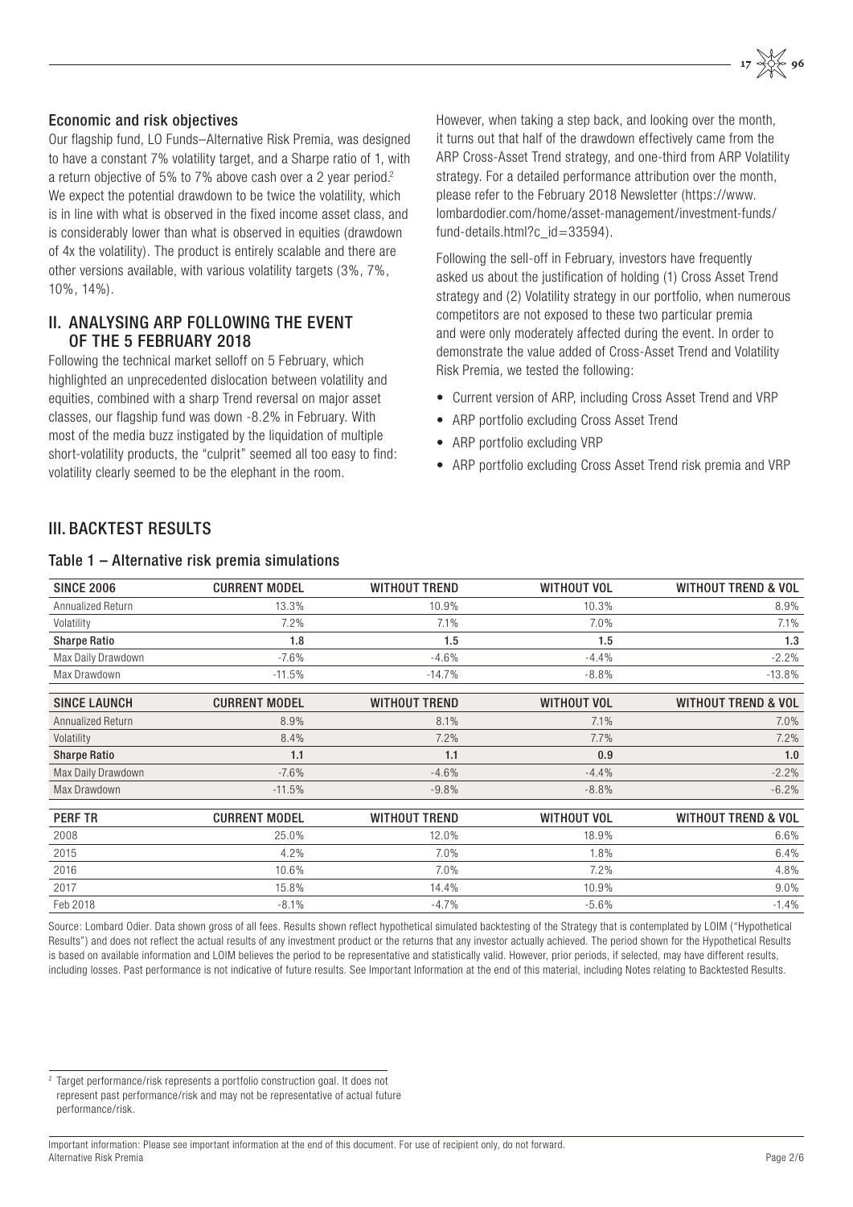### Economic and risk objectives

Our flagship fund, LO Funds–Alternative Risk Premia, was designed to have a constant 7% volatility target, and a Sharpe ratio of 1, with a return objective of 5% to 7% above cash over a 2 year period.[2] We expect the potential drawdown to be twice the volatility, which is in line with what is observed in the fixed income asset class, and is considerably lower than what is observed in equities (drawdown of 4x the volatility). The product is entirely scalable and there are other versions available, with various volatility targets (3%, 7%, 10%, 14%).

## II. ANALYSING ARP FOLLOWING THE EVENT OF THE 5 FEBRUARY 2018

Following the technical market selloff on 5 February, which highlighted an unprecedented dislocation between volatility and equities, combined with a sharp Trend reversal on major asset classes, our flagship fund was down -8.2% in February. With most of the media buzz instigated by the liquidation of multiple short-volatility products, the "culprit" seemed all too easy to find: volatility clearly seemed to be the elephant in the room.

However, when taking a step back, and looking over the month, it turns out that half of the drawdown effectively came from the ARP Cross-Asset Trend strategy, and one-third from ARP Volatility strategy. For a detailed performance attribution over the month, please refer to the February 2018 Newsletter (https://www.lombardodier.com/home/asset-management/investment-funds/fund-details.html?c_id=33594).

Following the sell-off in February, investors have frequently asked us about the justification of holding (1) Cross Asset Trend strategy and (2) Volatility strategy in our portfolio, when numerous competitors are not exposed to these two particular premia and were only moderately affected during the event. In order to demonstrate the value added of Cross-Asset Trend and Volatility Risk Premia, we tested the following:

- Current version of ARP, including Cross Asset Trend and VRP
- ARP portfolio excluding Cross Asset Trend
- ARP portfolio excluding VRP
- ARP portfolio excluding Cross Asset Trend risk premia and VRP

## III. BACKTEST RESULTS

### Table 1 – Alternative risk premia simulations

| SINCE 2006 | CURRENT MODEL | WITHOUT TREND | WITHOUT VOL | WITHOUT TREND & VOL |
|---|---|---|---|---|
| Annualized Return | 13.3% | 10.9% | 10.3% | 8.9% |
| Volatility | 7.2% | 7.1% | 7.0% | 7.1% |
| **Sharpe Ratio** | **1.8** | **1.5** | **1.5** | **1.3** |
| Max Daily Drawdown | -7.6% | -4.6% | -4.4% | -2.2% |
| Max Drawdown | -11.5% | -14.7% | -8.8% | -13.8% |
| **SINCE LAUNCH** | **CURRENT MODEL** | **WITHOUT TREND** | **WITHOUT VOL** | **WITHOUT TREND & VOL** |
| Annualized Return | 8.9% | 8.1% | 7.1% | 7.0% |
| Volatility | 8.4% | 7.2% | 7.7% | 7.2% |
| **Sharpe Ratio** | **1.1** | **1.1** | **0.9** | **1.0** |
| Max Daily Drawdown | -7.6% | -4.6% | -4.4% | -2.2% |
| Max Drawdown | -11.5% | -9.8% | -8.8% | -6.2% |
| **PERF TR** | **CURRENT MODEL** | **WITHOUT TREND** | **WITHOUT VOL** | **WITHOUT TREND & VOL** |
| 2008 | 25.0% | 12.0% | 18.9% | 6.6% |
| 2015 | 4.2% | 7.0% | 1.8% | 6.4% |
| 2016 | 10.6% | 7.0% | 7.2% | 4.8% |
| 2017 | 15.8% | 14.4% | 10.9% | 9.0% |
| Feb 2018 | -8.1% | -4.7% | -5.6% | -1.4% |

Source: Lombard Odier. Data shown gross of all fees. Results shown reflect hypothetical simulated backtesting of the Strategy that is contemplated by LOIM ("Hypothetical Results") and does not reflect the actual results of any investment product or the returns that any investor actually achieved. The period shown for the Hypothetical Results is based on available information and LOIM believes the period to be representative and statistically valid. However, prior periods, if selected, may have different results, including losses. Past performance is not indicative of future results. See Important Information at the end of this material, including Notes relating to Backtested Results.

[2] Target performance/risk represents a portfolio construction goal. It does not represent past performance/risk and may not be representative of actual future performance/risk.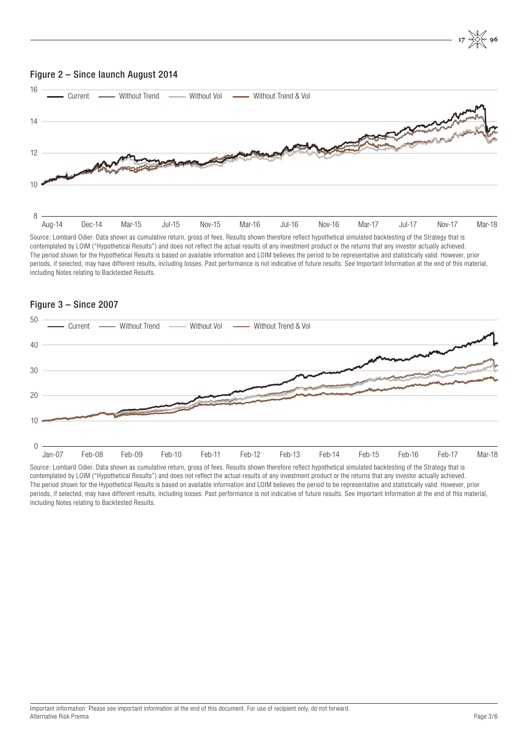### Figure 2 – Since launch August 2014

Source: Lombard Odier. Data shown as cumulative return, gross of fees. Results shown therefore reflect hypothetical simulated backtesting of the Strategy that is contemplated by LOIM ("Hypothetical Results") and does not reflect the actual results of any investment product or the returns that any investor actually achieved. The period shown for the Hypothetical Results is based on available information and LOIM believes the period to be representative and statistically valid. However, prior periods, if selected, may have different results, including losses. Past performance is not indicative of future results. See Important Information at the end of this material, including Notes relating to Backtested Results.

### Figure 3 – Since 2007

Source: Lombard Odier. Data shown as cumulative return, gross of fees. Results shown therefore reflect hypothetical simulated backtesting of the Strategy that is contemplated by LOIM ("Hypothetical Results") and does not reflect the actual results of any investment product or the returns that any investor actually achieved. The period shown for the Hypothetical Results is based on available information and LOIM believes the period to be representative and statistically valid. However, prior periods, if selected, may have different results, including losses. Past performance is not indicative of future results. See Important Information at the end of this material, including Notes relating to Backtested Results.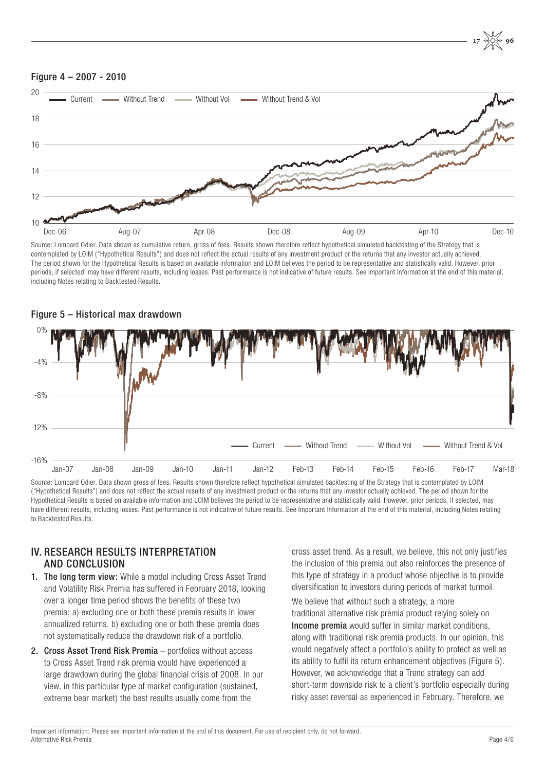### Figure 4 – 2007 - 2010

Source: Lombard Odier. Data shown as cumulative return, gross of fees. Results shown therefore reflect hypothetical simulated backtesting of the Strategy that is contemplated by LOIM ("Hypothetical Results") and does not reflect the actual results of any investment product or the returns that any investor actually achieved. The period shown for the Hypothetical Results is based on available information and LOIM believes the period to be representative and statistically valid. However, prior periods, if selected, may have different results, including losses. Past performance is not indicative of future results. See Important Information at the end of this material, including Notes relating to Backtested Results.

### Figure 5 – Historical max drawdown

Source: Lombard Odier. Data shown gross of fees. Results shown therefore reflect hypothetical simulated backtesting of the Strategy that is contemplated by LOIM ("Hypothetical Results") and does not reflect the actual results of any investment product or the returns that any investor actually achieved. The period shown for the Hypothetical Results is based on available information and LOIM believes the period to be representative and statistically valid. However, prior periods, if selected, may have different results, including losses. Past performance is not indicative of future results. See Important Information at the end of this material, including Notes relating to Backtested Results.

## IV. RESEARCH RESULTS INTERPRETATION AND CONCLUSION

1. **The long term view:** While a model including Cross Asset Trend and Volatility Risk Premia has suffered in February 2018, looking over a longer time period shows the benefits of these two premia: a) excluding one or both these premia results in lower annualized returns. b) excluding one or both these premia does not systematically reduce the drawdown risk of a portfolio.
2. **Cross Asset Trend Risk Premia** – portfolios without access to Cross Asset Trend risk premia would have experienced a large drawdown during the global financial crisis of 2008. In our view, in this particular type of market configuration (sustained, extreme bear market) the best results usually come from the cross asset trend. As a result, we believe, this not only justifies the inclusion of this premia but also reinforces the presence of this type of strategy in a product whose objective is to provide diversification to investors during periods of market turmoil.

   We believe that without such a strategy, a more traditional alternative risk premia product relying solely on **Income premia** would suffer in similar market conditions, along with traditional risk premia products. In our opinion, this would negatively affect a portfolio's ability to protect as well as its ability to fulfil its return enhancement objectives (Figure 5). However, we acknowledge that a Trend strategy can add short-term downside risk to a client's portfolio especially during risky asset reversal as experienced in February. Therefore, we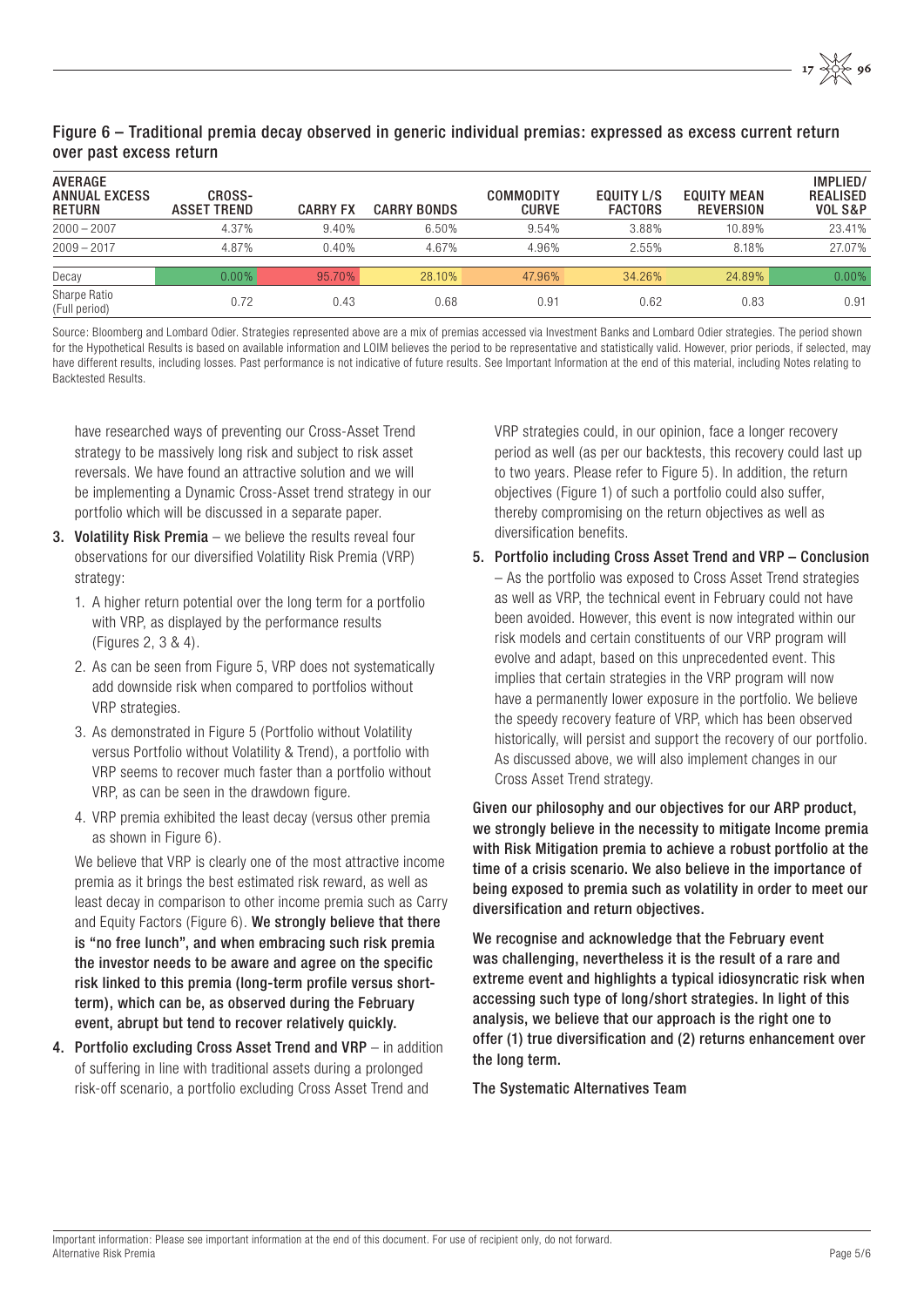Figure 6 – Traditional premia decay observed in generic individual premias: expressed as excess current return over past excess return

| AVERAGE ANNUAL EXCESS RETURN | CROSS-ASSET TREND | CARRY FX | CARRY BONDS | COMMODITY CURVE | EQUITY L/S FACTORS | EQUITY MEAN REVERSION | IMPLIED/ REALISED VOL S&P |
|---|---|---|---|---|---|---|---|
| 2000 – 2007 | 4.37% | 9.40% | 6.50% | 9.54% | 3.88% | 10.89% | 23.41% |
| 2009 – 2017 | 4.87% | 0.40% | 4.67% | 4.96% | 2.55% | 8.18% | 27.07% |
| Decay | 0.00% | 95.70% | 28.10% | 47.96% | 34.26% | 24.89% | 0.00% |
| Sharpe Ratio (Full period) | 0.72 | 0.43 | 0.68 | 0.91 | 0.62 | 0.83 | 0.91 |

Source: Bloomberg and Lombard Odier. Strategies represented above are a mix of premias accessed via Investment Banks and Lombard Odier strategies. The period shown for the Hypothetical Results is based on available information and LOIM believes the period to be representative and statistically valid. However, prior periods, if selected, may have different results, including losses. Past performance is not indicative of future results. See Important Information at the end of this material, including Notes relating to Backtested Results.

have researched ways of preventing our Cross-Asset Trend strategy to be massively long risk and subject to risk asset reversals. We have found an attractive solution and we will be implementing a Dynamic Cross-Asset trend strategy in our portfolio which will be discussed in a separate paper.

3. **Volatility Risk Premia** – we believe the results reveal four observations for our diversified Volatility Risk Premia (VRP) strategy:
   1. A higher return potential over the long term for a portfolio with VRP, as displayed by the performance results (Figures 2, 3 & 4).
   2. As can be seen from Figure 5, VRP does not systematically add downside risk when compared to portfolios without VRP strategies.
   3. As demonstrated in Figure 5 (Portfolio without Volatility versus Portfolio without Volatility & Trend), a portfolio with VRP seems to recover much faster than a portfolio without VRP, as can be seen in the drawdown figure.
   4. VRP premia exhibited the least decay (versus other premia as shown in Figure 6).

   We believe that VRP is clearly one of the most attractive income premia as it brings the best estimated risk reward, as well as least decay in comparison to other income premia such as Carry and Equity Factors (Figure 6). **We strongly believe that there is "no free lunch", and when embracing such risk premia the investor needs to be aware and agree on the specific risk linked to this premia (long-term profile versus short-term), which can be, as observed during the February event, abrupt but tend to recover relatively quickly.**

4. **Portfolio excluding Cross Asset Trend and VRP** – in addition of suffering in line with traditional assets during a prolonged risk-off scenario, a portfolio excluding Cross Asset Trend and VRP strategies could, in our opinion, face a longer recovery period as well (as per our backtests, this recovery could last up to two years. Please refer to Figure 5). In addition, the return objectives (Figure 1) of such a portfolio could also suffer, thereby compromising on the return objectives as well as diversification benefits.

5. **Portfolio including Cross Asset Trend and VRP – Conclusion** – As the portfolio was exposed to Cross Asset Trend strategies as well as VRP, the technical event in February could not have been avoided. However, this event is now integrated within our risk models and certain constituents of our VRP program will evolve and adapt, based on this unprecedented event. This implies that certain strategies in the VRP program will now have a permanently lower exposure in the portfolio. We believe the speedy recovery feature of VRP, which has been observed historically, will persist and support the recovery of our portfolio. As discussed above, we will also implement changes in our Cross Asset Trend strategy.

**Given our philosophy and our objectives for our ARP product, we strongly believe in the necessity to mitigate Income premia with Risk Mitigation premia to achieve a robust portfolio at the time of a crisis scenario. We also believe in the importance of being exposed to premia such as volatility in order to meet our diversification and return objectives.**

**We recognise and acknowledge that the February event was challenging, nevertheless it is the result of a rare and extreme event and highlights a typical idiosyncratic risk when accessing such type of long/short strategies. In light of this analysis, we believe that our approach is the right one to offer (1) true diversification and (2) returns enhancement over the long term.**

**The Systematic Alternatives Team**

Important information: Please see important information at the end of this document. For use of recipient only, do not forward.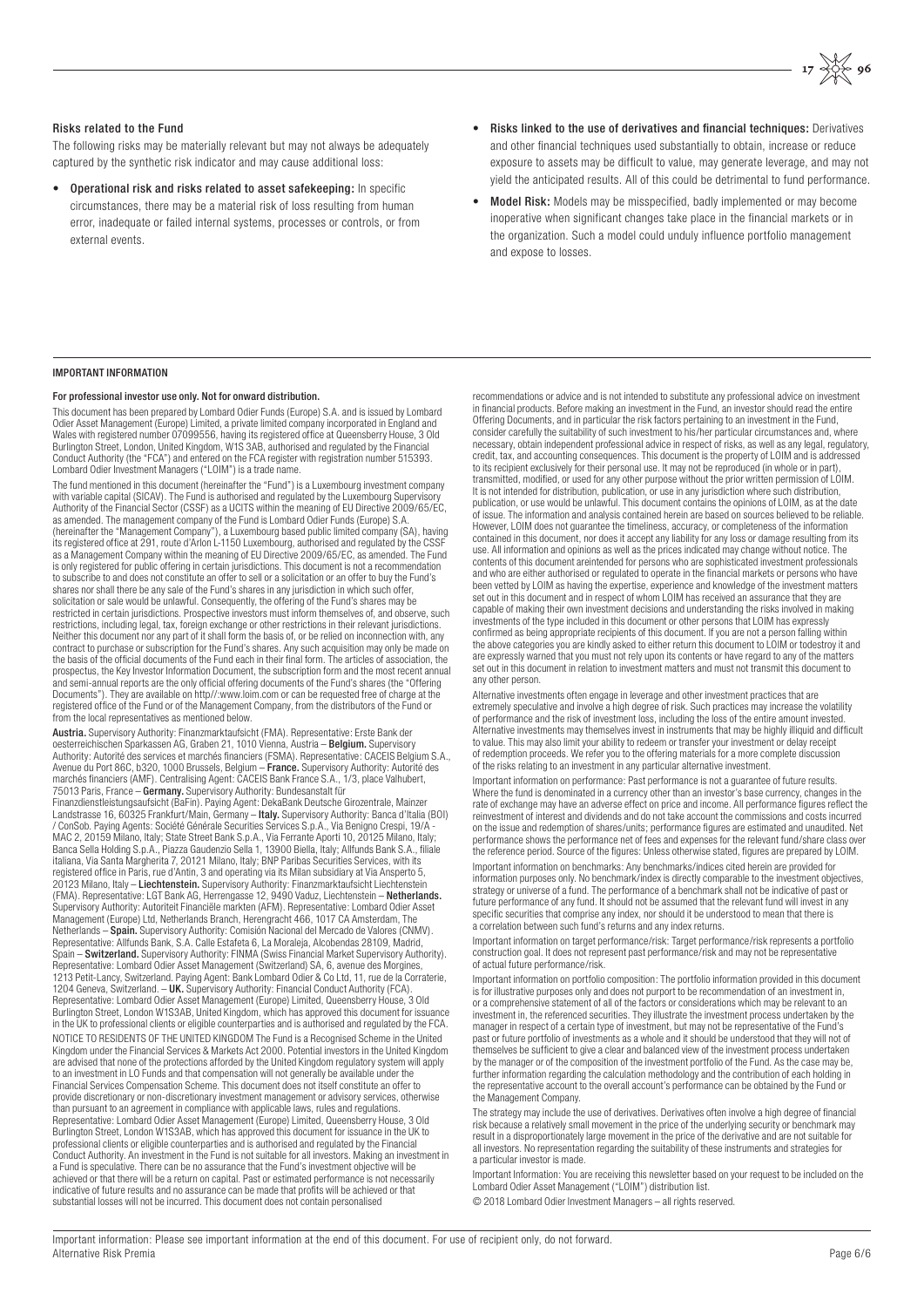## Risks related to the Fund

The following risks may be materially relevant but may not always be adequately captured by the synthetic risk indicator and may cause additional loss:

- **Operational risk and risks related to asset safekeeping:** In specific circumstances, there may be a material risk of loss resulting from human error, inadequate or failed internal systems, processes or controls, or from external events.
- **Risks linked to the use of derivatives and financial techniques:** Derivatives and other financial techniques used substantially to obtain, increase or reduce exposure to assets may be difficult to value, may generate leverage, and may not yield the anticipated results. All of this could be detrimental to fund performance.
- **Model Risk:** Models may be misspecified, badly implemented or may become inoperative when significant changes take place in the financial markets or in the organization. Such a model could unduly influence portfolio management and expose to losses.

## IMPORTANT INFORMATION

**For professional investor use only. Not for onward distribution.**

This document has been prepared by Lombard Odier Funds (Europe) S.A. and is issued by Lombard Odier Asset Management (Europe) Limited, a private limited company incorporated in England and Wales with registered number 07099556, having its registered office at Queensberry House, 3 Old Burlington Street, London, United Kingdom, W1S 3AB, authorised and regulated by the Financial Conduct Authority (the "FCA") and entered on the FCA register with registration number 515393. Lombard Odier Investment Managers ("LOIM") is a trade name.

The fund mentioned in this document (hereinafter the "Fund") is a Luxembourg investment company with variable capital (SICAV). The Fund is authorised and regulated by the Luxembourg Supervisory Authority of the Financial Sector (CSSF) as a UCITS within the meaning of EU Directive 2009/65/EC, as amended. The management company of the Fund is Lombard Odier Funds (Europe) S.A. (hereinafter the "Management Company"), a Luxembourg based public limited company (SA), having its registered office at 291, route d'Arlon L-1150 Luxembourg, authorised and regulated by the CSSF as a Management Company within the meaning of EU Directive 2009/65/EC, as amended. The Fund is only registered for public offering in certain jurisdictions. This document is not a recommendation to subscribe to and does not constitute an offer to sell or a solicitation or an offer to buy the Fund's shares nor shall there be any sale of the Fund's shares in any jurisdiction in which such offer, solicitation or sale would be unlawful. Consequently, the offering of the Fund's shares may be restricted in certain jurisdictions. Prospective investors must inform themselves of, and observe, such restrictions, including legal, tax, foreign exchange or other restrictions in their relevant jurisdictions. Neither this document nor any part of it shall form the basis of, or be relied on inconnection with, any contract to purchase or subscription for the Fund's shares. Any such acquisition may only be made on the basis of the official documents of the Fund each in their final form. The articles of association, the prospectus, the Key Investor Information Document, the subscription form and the most recent annual and semi-annual reports are the only official offering documents of the Fund's shares (the "Offering Documents"). They are available on http//:www.loim.com or can be requested free of charge at the registered office of the Fund or of the Management Company, from the distributors of the Fund or from the local representatives as mentioned below.

**Austria.** Supervisory Authority: Finanzmarktaufsicht (FMA). Representative: Erste Bank der oesterreichischen Sparkassen AG, Graben 21, 1010 Vienna, Austria – **Belgium.** Supervisory Authority: Autorité des services et marchés financiers (FSMA). Representative: CACEIS Belgium S.A., Avenue du Port 86C, b320, 1000 Brussels, Belgium – **France.** Supervisory Authority: Autorité des marchés financiers (AMF). Centralising Agent: CACEIS Bank France S.A., 1/3, place Valhubert, 75013 Paris, France – **Germany.** Supervisory Authority: Bundesanstalt für Finanzdienstleistungsaufsicht (BaFin). Paying Agent: DekaBank Deutsche Girozentrale, Mainzer Landstrasse 16, 60325 Frankfurt/Main, Germany – **Italy.** Supervisory Authority: Banca d'Italia (BOI) / ConSob. Paying Agents: Société Générale Securities Services S.p.A., Via Benigno Crespi, 19/A - MAC 2, 20159 Milano, Italy; State Street Bank S.p.A., Via Ferrante Aporti 10, 20125 Milano, Italy; Banca Sella Holding S.p.A., Piazza Gaudenzio Sella 1, 13900 Biella, Italy; Allfunds Bank S.A., filiale italiana, Via Santa Margherita 7, 20121 Milano, Italy; BNP Paribas Securities Services, with its registered office in Paris, rue d'Antin, 3 and operating via its Milan subsidiary at Via Ansperto 5, 20123 Milano, Italy – **Liechtenstein.** Supervisory Authority: Finanzmarktaufsicht Liechtenstein (FMA). Representative: LGT Bank AG, Herrengasse 12, 9490 Vaduz, Liechtenstein – **Netherlands.** Supervisory Authority: Autoriteit Financiële markten (AFM). Representative: Lombard Odier Asset Management (Europe) Ltd, Netherlands Branch, Herengracht 466, 1017 CA Amsterdam, The Netherlands – **Spain.** Supervisory Authority: Comisión Nacional del Mercado de Valores (CNMV). Representative: Allfunds Bank, S.A. Calle Estafeta 6, La Moraleja, Alcobendas 28109, Madrid, Spain – **Switzerland.** Supervisory Authority: FINMA (Swiss Financial Market Supervisory Authority). Representative: Lombard Odier Asset Management (Switzerland) SA, 6, avenue des Morgines, 1213 Petit-Lancy, Switzerland. Paying Agent: Bank Lombard Odier & Co Ltd, 11, rue de la Corraterie, 1204 Geneva, Switzerland. – **UK.** Supervisory Authority: Financial Conduct Authority (FCA). Representative: Lombard Odier Asset Management (Europe) Limited, Queensberry House, 3 Old Burlington Street, London W1S3AB, United Kingdom, which has approved this document for issuance in the UK to professional clients or eligible counterparties and is authorised and regulated by the FCA.

NOTICE TO RESIDENTS OF THE UNITED KINGDOM The Fund is a Recognised Scheme in the United Kingdom under the Financial Services & Markets Act 2000. Potential investors in the United Kingdom are advised that none of the protections afforded by the United Kingdom regulatory system will apply to an investment in LO Funds and that compensation will not generally be available under the Financial Services Compensation Scheme. This document does not itself constitute an offer to provide discretionary or non-discretionary investment management or advisory services, otherwise than pursuant to an agreement in compliance with applicable laws, rules and regulations. Representative: Lombard Odier Asset Management (Europe) Limited, Queensberry House, 3 Old Burlington Street, London W1S3AB, which has approved this document for issuance in the UK to professional clients or eligible counterparties and is authorised and regulated by the Financial Conduct Authority. An investment in the Fund is not suitable for all investors. Making an investment in a Fund is speculative. There can be no assurance that the Fund's investment objective will be achieved or that there will be a return on capital. Past or estimated performance is not necessarily indicative of future results and no assurance can be made that profits will be achieved or that substantial losses will not be incurred. This document does not contain personalised recommendations or advice and is not intended to substitute any professional advice on investment in financial products. Before making an investment in the Fund, an investor should read the entire Offering Documents, and in particular the risk factors pertaining to an investment in the Fund, consider carefully the suitability of such investment to his/her particular circumstances and, where necessary, obtain independent professional advice in respect of risks, as well as any legal, regulatory, credit, tax, and accounting consequences. This document is the property of LOIM and is addressed to its recipient exclusively for their personal use. It may not be reproduced (in whole or in part), transmitted, modified, or used for any other purpose without the prior written permission of LOIM. It is not intended for distribution, publication, or use in any jurisdiction where such distribution, publication, or use would be unlawful. This document contains the opinions of LOIM, as at the date of issue. The information and analysis contained herein are based on sources believed to be reliable. However, LOIM does not guarantee the timeliness, accuracy, or completeness of the information contained in this document, nor does it accept any liability for any loss or damage resulting from its use. All information and opinions as well as the prices indicated may change without notice. The contents of this document areintended for persons who are sophisticated investment professionals and who are either authorised or regulated to operate in the financial markets or persons who have been vetted by LOIM as having the expertise, experience and knowledge of the investment matters set out in this document and in respect of whom LOIM has received an assurance that they are capable of making their own investment decisions and understanding the risks involved in making investments of the type included in this document or other persons that LOIM has expressly confirmed as being appropriate recipients of this document. If you are not a person falling within the above categories you are kindly asked to either return this document to LOIM or todestroy it and are expressly warned that you must not rely upon its contents or have regard to any of the matters set out in this document in relation to investment matters and must not transmit this document to any other person.

Alternative investments often engage in leverage and other investment practices that are extremely speculative and involve a high degree of risk. Such practices may increase the volatility of performance and the risk of investment loss, including the loss of the entire amount invested. Alternative investments may themselves invest in instruments that may be highly illiquid and difficult to value. This may also limit your ability to redeem or transfer your investment or delay receipt of redemption proceeds. We refer you to the offering materials for a more complete discussion of the risks relating to an investment in any particular alternative investment.

Important information on performance: Past performance is not a guarantee of future results. Where the fund is denominated in a currency other than an investor's base currency, changes in the rate of exchange may have an adverse effect on price and income. All performance figures reflect the reinvestment of interest and dividends and do not take account the commissions and costs incurred on the issue and redemption of shares/units; performance figures are estimated and unaudited. Net performance shows the performance net of fees and expenses for the relevant fund/share class over the reference period. Source of the figures: Unless otherwise stated, figures are prepared by LOIM.

Important information on benchmarks: Any benchmarks/indices cited herein are provided for information purposes only. No benchmark/index is directly comparable to the investment objectives, strategy or universe of a fund. The performance of a benchmark shall not be indicative of past or future performance of any fund. It should not be assumed that the relevant fund will invest in any specific securities that comprise any index, nor should it be understood to mean that there is a correlation between such fund's returns and any index returns.

Important information on target performance/risk: Target performance/risk represents a portfolio construction goal. It does not represent past performance/risk and may not be representative of actual future performance/risk.

Important information on portfolio composition: The portfolio information provided in this document is for illustrative purposes only and does not purport to be recommendation of an investment in, or a comprehensive statement of all of the factors or considerations which may be relevant to an investment in, the referenced securities. They illustrate the investment process undertaken by the manager in respect of a certain type of investment, but may not be representative of the Fund's past or future portfolio of investments as a whole and it should be understood that they will not of themselves be sufficient to give a clear and balanced view of the investment process undertaken by the manager or of the composition of the investment portfolio of the Fund. As the case may be, further information regarding the calculation methodology and the contribution of each holding in the representative account to the overall account's performance can be obtained by the Fund or the Management Company.

The strategy may include the use of derivatives. Derivatives often involve a high degree of financial risk because a relatively small movement in the price of the underlying security or benchmark may result in a disproportionately large movement in the price of the derivative and are not suitable for all investors. No representation regarding the suitability of these instruments and strategies for a particular investor is made.

Important Information: You are receiving this newsletter based on your request to be included on the Lombard Odier Asset Management ("LOIM") distribution list.

© 2018 Lombard Odier Investment Managers – all rights reserved.